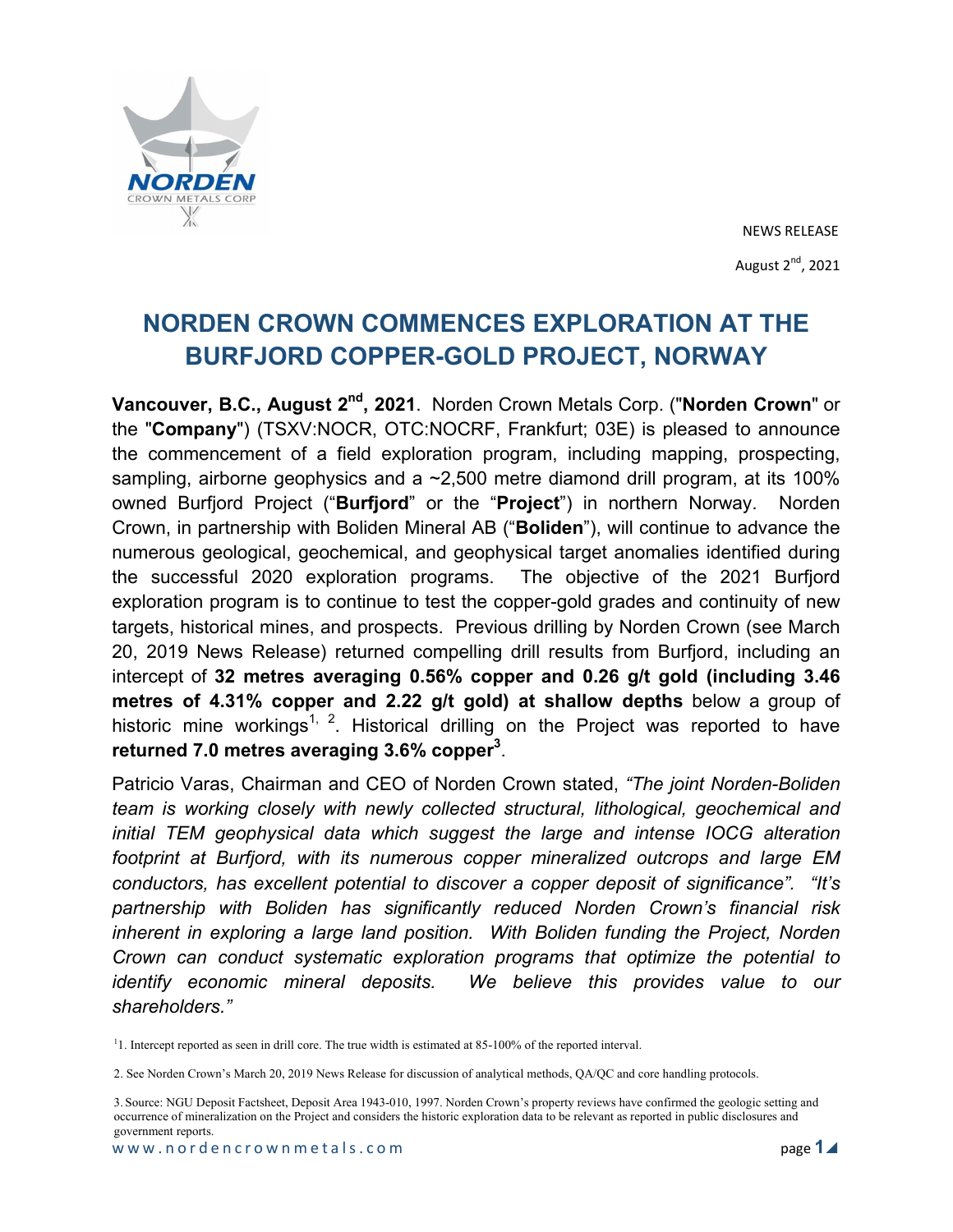NEWS RELEASE

August 2nd, 2021

# NORDEN CROWN COMMENCES EXPLORATION AT THE BURFJORD COPPER-GOLD PROJECT, NORWAY

**Vancouver, B.C., August 2nd, 2021**. Norden Crown Metals Corp. ("**Norden Crown**" or the "**Company**") (TSXV:NOCR, OTC:NOCRF, Frankfurt; 03E) is pleased to announce the commencement of a field exploration program, including mapping, prospecting, sampling, airborne geophysics and a ~2,500 metre diamond drill program, at its 100% owned Burfjord Project ("**Burfjord**" or the "**Project**") in northern Norway. Norden Crown, in partnership with Boliden Mineral AB ("**Boliden**"), will continue to advance the numerous geological, geochemical, and geophysical target anomalies identified during the successful 2020 exploration programs. The objective of the 2021 Burfjord exploration program is to continue to test the copper-gold grades and continuity of new targets, historical mines, and prospects. Previous drilling by Norden Crown (see March 20, 2019 News Release) returned compelling drill results from Burfjord, including an intercept of **32 metres averaging 0.56% copper and 0.26 g/t gold (including 3.46 metres of 4.31% copper and 2.22 g/t gold) at shallow depths** below a group of historic mine workings[1, 2]. Historical drilling on the Project was reported to have **returned 7.0 metres averaging 3.6% copper[3]**.

Patricio Varas, Chairman and CEO of Norden Crown stated, *"The joint Norden-Boliden team is working closely with newly collected structural, lithological, geochemical and initial TEM geophysical data which suggest the large and intense IOCG alteration footprint at Burfjord, with its numerous copper mineralized outcrops and large EM conductors, has excellent potential to discover a copper deposit of significance". "It's partnership with Boliden has significantly reduced Norden Crown's financial risk inherent in exploring a large land position. With Boliden funding the Project, Norden Crown can conduct systematic exploration programs that optimize the potential to identify economic mineral deposits. We believe this provides value to our shareholders."*

[1]1. Intercept reported as seen in drill core. The true width is estimated at 85-100% of the reported interval.

2. See Norden Crown's March 20, 2019 News Release for discussion of analytical methods, QA/QC and core handling protocols.

3. Source: NGU Deposit Factsheet, Deposit Area 1943-010, 1997. Norden Crown's property reviews have confirmed the geologic setting and occurrence of mineralization on the Project and considers the historic exploration data to be relevant as reported in public disclosures and government reports.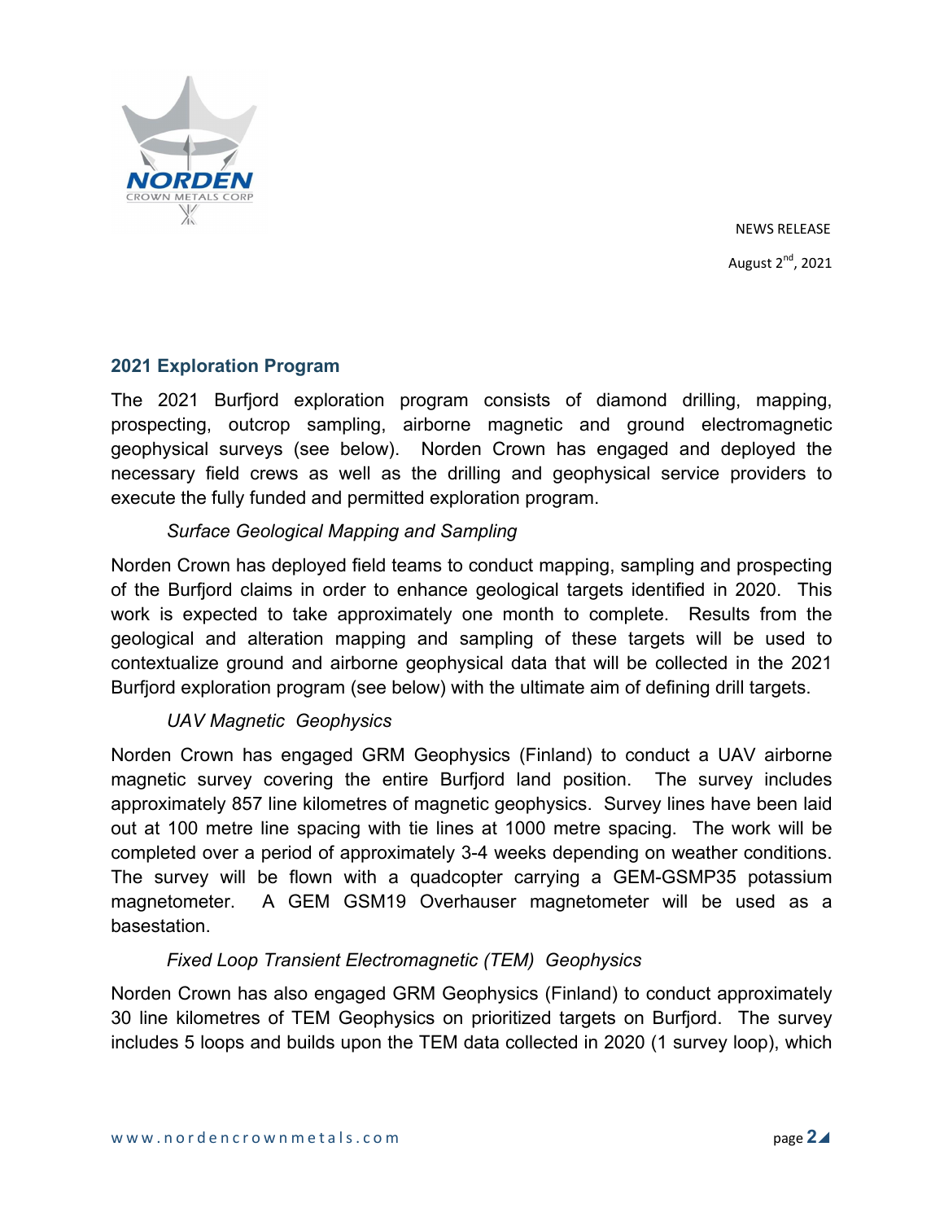NEWS RELEASE

August 2nd, 2021

## 2021 Exploration Program

The 2021 Burfjord exploration program consists of diamond drilling, mapping, prospecting, outcrop sampling, airborne magnetic and ground electromagnetic geophysical surveys (see below). Norden Crown has engaged and deployed the necessary field crews as well as the drilling and geophysical service providers to execute the fully funded and permitted exploration program.

*Surface Geological Mapping and Sampling*

Norden Crown has deployed field teams to conduct mapping, sampling and prospecting of the Burfjord claims in order to enhance geological targets identified in 2020. This work is expected to take approximately one month to complete. Results from the geological and alteration mapping and sampling of these targets will be used to contextualize ground and airborne geophysical data that will be collected in the 2021 Burfjord exploration program (see below) with the ultimate aim of defining drill targets.

*UAV Magnetic Geophysics*

Norden Crown has engaged GRM Geophysics (Finland) to conduct a UAV airborne magnetic survey covering the entire Burfjord land position. The survey includes approximately 857 line kilometres of magnetic geophysics. Survey lines have been laid out at 100 metre line spacing with tie lines at 1000 metre spacing. The work will be completed over a period of approximately 3-4 weeks depending on weather conditions. The survey will be flown with a quadcopter carrying a GEM-GSMP35 potassium magnetometer. A GEM GSM19 Overhauser magnetometer will be used as a basestation.

*Fixed Loop Transient Electromagnetic (TEM) Geophysics*

Norden Crown has also engaged GRM Geophysics (Finland) to conduct approximately 30 line kilometres of TEM Geophysics on prioritized targets on Burfjord. The survey includes 5 loops and builds upon the TEM data collected in 2020 (1 survey loop), which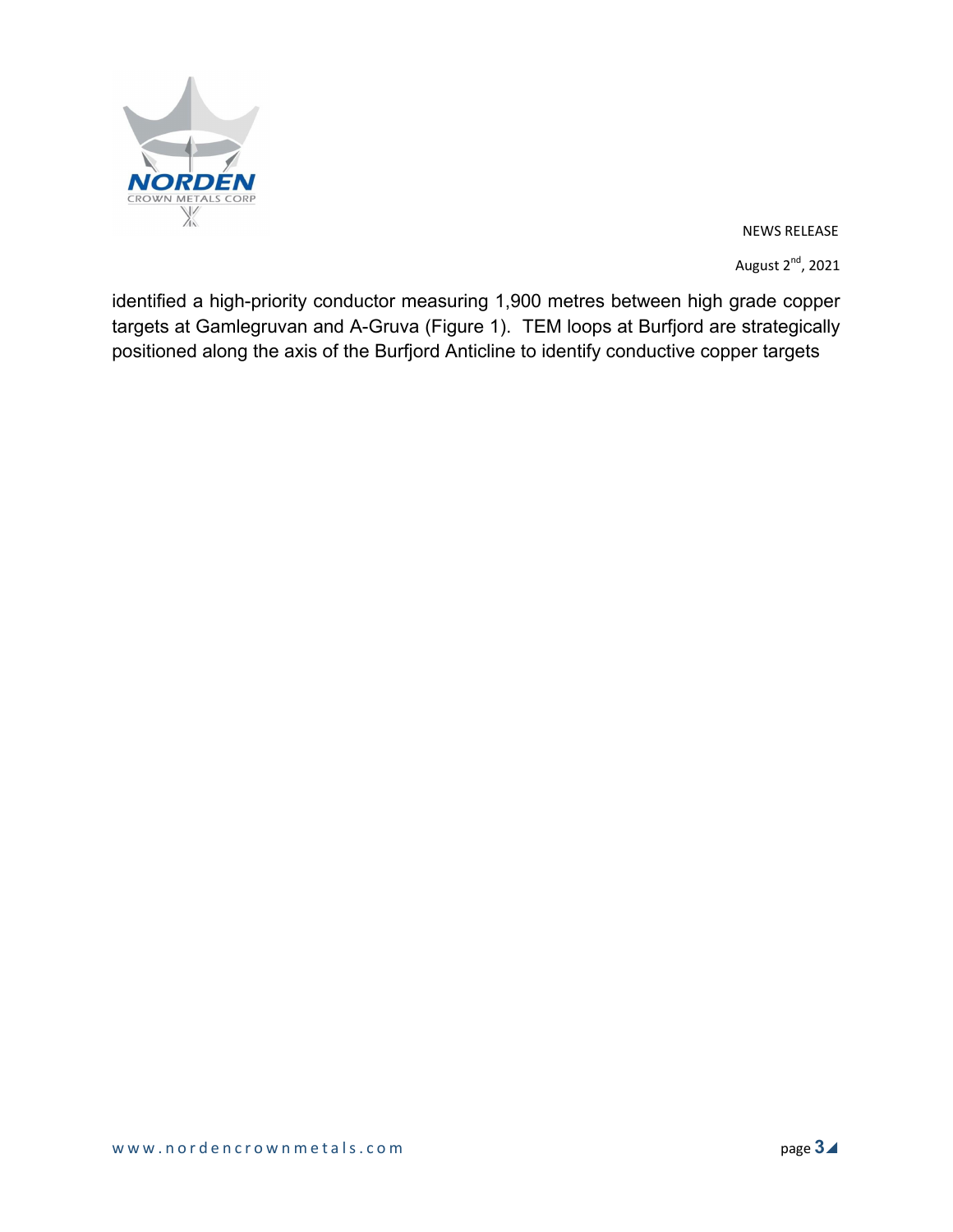identified a high-priority conductor measuring 1,900 metres between high grade copper targets at Gamlegruvan and A-Gruva (Figure 1). TEM loops at Burfjord are strategically positioned along the axis of the Burfjord Anticline to identify conductive copper targets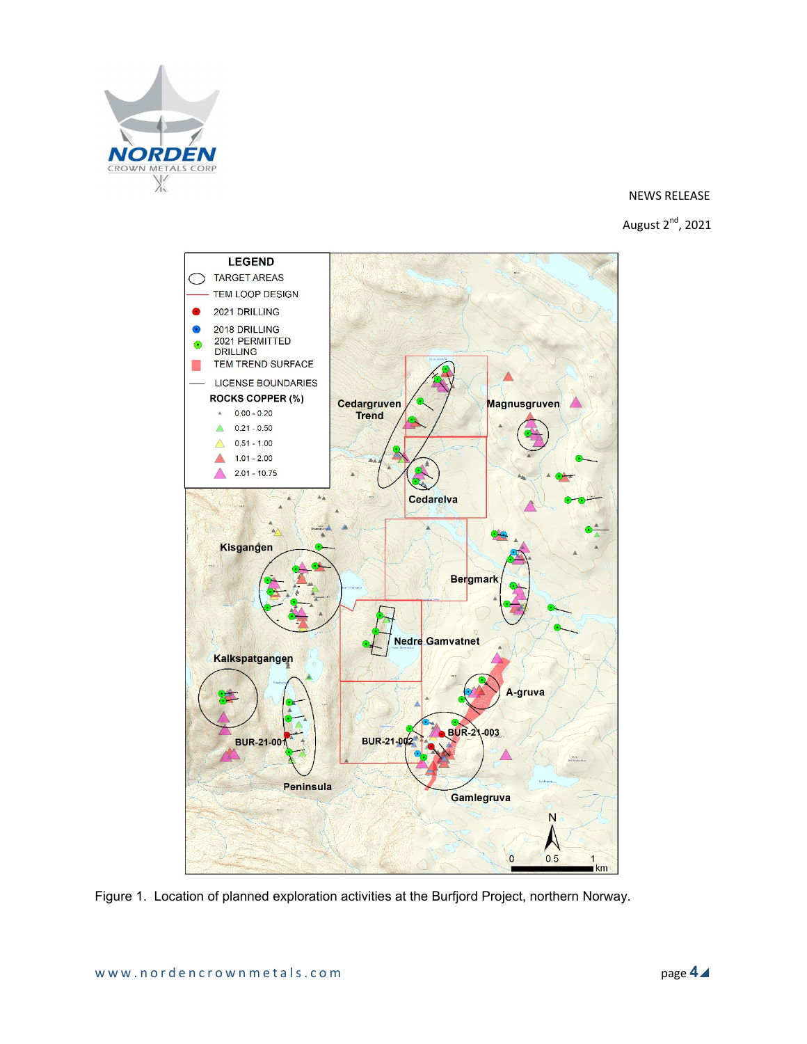Figure 1. Location of planned exploration activities at the Burfjord Project, northern Norway.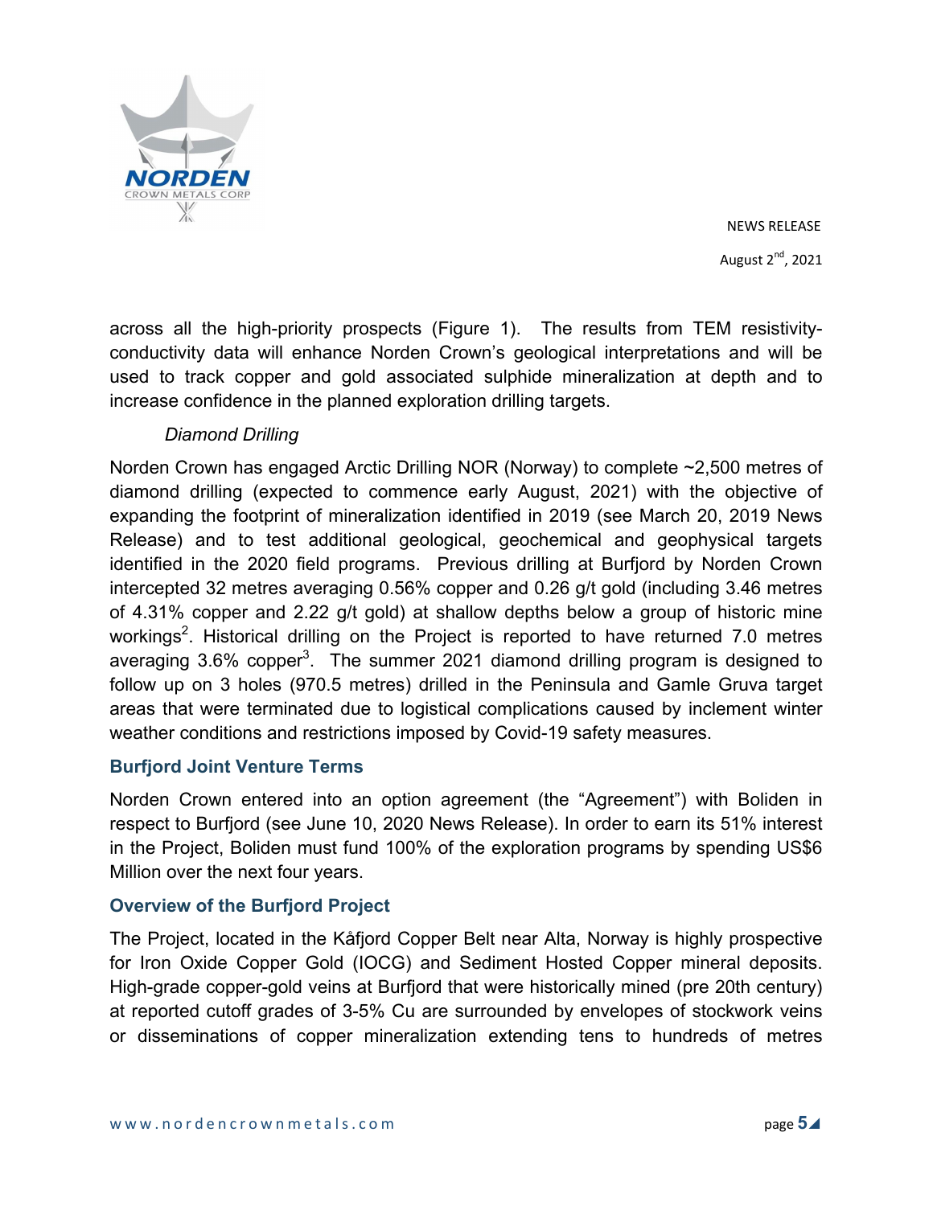across all the high-priority prospects (Figure 1). The results from TEM resistivity-conductivity data will enhance Norden Crown's geological interpretations and will be used to track copper and gold associated sulphide mineralization at depth and to increase confidence in the planned exploration drilling targets.

*Diamond Drilling*

Norden Crown has engaged Arctic Drilling NOR (Norway) to complete ~2,500 metres of diamond drilling (expected to commence early August, 2021) with the objective of expanding the footprint of mineralization identified in 2019 (see March 20, 2019 News Release) and to test additional geological, geochemical and geophysical targets identified in the 2020 field programs. Previous drilling at Burfjord by Norden Crown intercepted 32 metres averaging 0.56% copper and 0.26 g/t gold (including 3.46 metres of 4.31% copper and 2.22 g/t gold) at shallow depths below a group of historic mine workings[2]. Historical drilling on the Project is reported to have returned 7.0 metres averaging 3.6% copper[3]. The summer 2021 diamond drilling program is designed to follow up on 3 holes (970.5 metres) drilled in the Peninsula and Gamle Gruva target areas that were terminated due to logistical complications caused by inclement winter weather conditions and restrictions imposed by Covid-19 safety measures.

## Burfjord Joint Venture Terms

Norden Crown entered into an option agreement (the "Agreement") with Boliden in respect to Burfjord (see June 10, 2020 News Release). In order to earn its 51% interest in the Project, Boliden must fund 100% of the exploration programs by spending US$6 Million over the next four years.

## Overview of the Burfjord Project

The Project, located in the Kåfjord Copper Belt near Alta, Norway is highly prospective for Iron Oxide Copper Gold (IOCG) and Sediment Hosted Copper mineral deposits. High-grade copper-gold veins at Burfjord that were historically mined (pre 20th century) at reported cutoff grades of 3-5% Cu are surrounded by envelopes of stockwork veins or disseminations of copper mineralization extending tens to hundreds of metres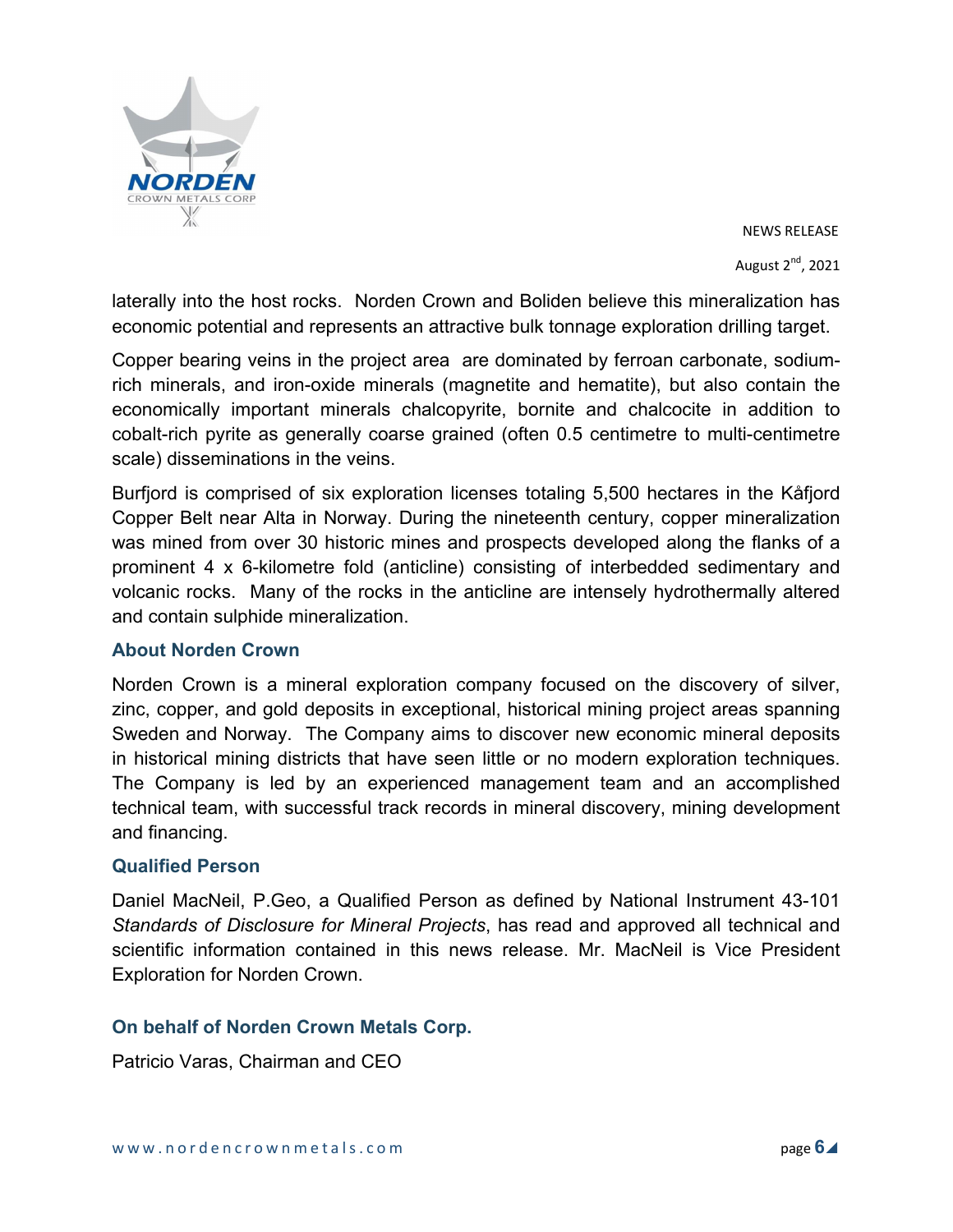laterally into the host rocks. Norden Crown and Boliden believe this mineralization has economic potential and represents an attractive bulk tonnage exploration drilling target.

Copper bearing veins in the project area are dominated by ferroan carbonate, sodium-rich minerals, and iron-oxide minerals (magnetite and hematite), but also contain the economically important minerals chalcopyrite, bornite and chalcocite in addition to cobalt-rich pyrite as generally coarse grained (often 0.5 centimetre to multi-centimetre scale) disseminations in the veins.

Burfjord is comprised of six exploration licenses totaling 5,500 hectares in the Kåfjord Copper Belt near Alta in Norway. During the nineteenth century, copper mineralization was mined from over 30 historic mines and prospects developed along the flanks of a prominent 4 x 6-kilometre fold (anticline) consisting of interbedded sedimentary and volcanic rocks. Many of the rocks in the anticline are intensely hydrothermally altered and contain sulphide mineralization.

## About Norden Crown

Norden Crown is a mineral exploration company focused on the discovery of silver, zinc, copper, and gold deposits in exceptional, historical mining project areas spanning Sweden and Norway. The Company aims to discover new economic mineral deposits in historical mining districts that have seen little or no modern exploration techniques. The Company is led by an experienced management team and an accomplished technical team, with successful track records in mineral discovery, mining development and financing.

## Qualified Person

Daniel MacNeil, P.Geo, a Qualified Person as defined by National Instrument 43-101 *Standards of Disclosure for Mineral Projects*, has read and approved all technical and scientific information contained in this news release. Mr. MacNeil is Vice President Exploration for Norden Crown.

## On behalf of Norden Crown Metals Corp.

Patricio Varas, Chairman and CEO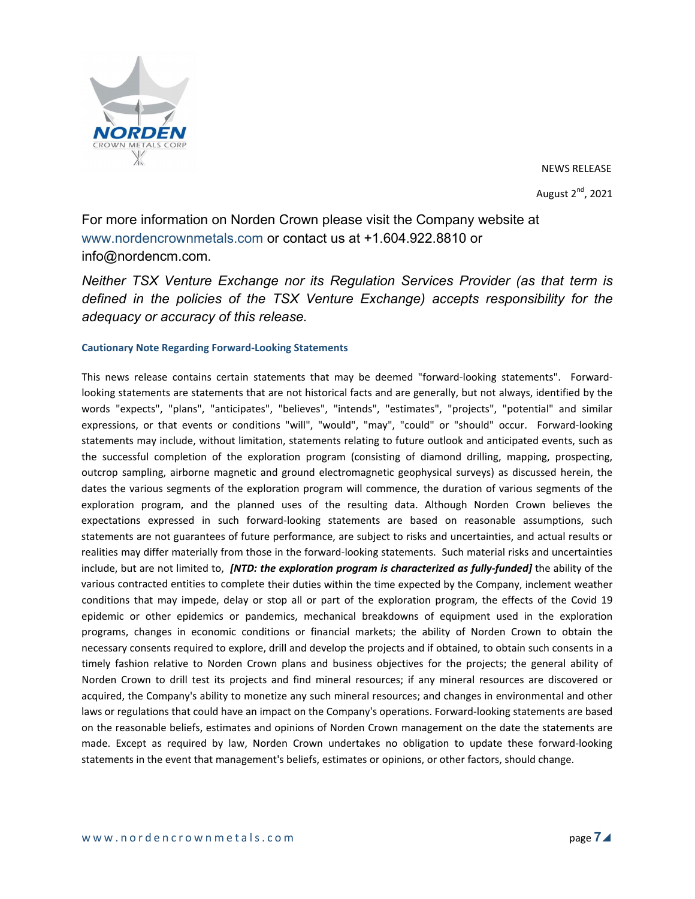NEWS RELEASE

August 2nd, 2021

For more information on Norden Crown please visit the Company website at www.nordencrownmetals.com or contact us at +1.604.922.8810 or info@nordencm.com.

*Neither TSX Venture Exchange nor its Regulation Services Provider (as that term is defined in the policies of the TSX Venture Exchange) accepts responsibility for the adequacy or accuracy of this release.*

### Cautionary Note Regarding Forward-Looking Statements

This news release contains certain statements that may be deemed "forward-looking statements". Forward-looking statements are statements that are not historical facts and are generally, but not always, identified by the words "expects", "plans", "anticipates", "believes", "intends", "estimates", "projects", "potential" and similar expressions, or that events or conditions "will", "would", "may", "could" or "should" occur. Forward-looking statements may include, without limitation, statements relating to future outlook and anticipated events, such as the successful completion of the exploration program (consisting of diamond drilling, mapping, prospecting, outcrop sampling, airborne magnetic and ground electromagnetic geophysical surveys) as discussed herein, the dates the various segments of the exploration program will commence, the duration of various segments of the exploration program, and the planned uses of the resulting data. Although Norden Crown believes the expectations expressed in such forward-looking statements are based on reasonable assumptions, such statements are not guarantees of future performance, are subject to risks and uncertainties, and actual results or realities may differ materially from those in the forward-looking statements. Such material risks and uncertainties include, but are not limited to, ***[NTD: the exploration program is characterized as fully-funded]*** the ability of the various contracted entities to complete their duties within the time expected by the Company, inclement weather conditions that may impede, delay or stop all or part of the exploration program, the effects of the Covid 19 epidemic or other epidemics or pandemics, mechanical breakdowns of equipment used in the exploration programs, changes in economic conditions or financial markets; the ability of Norden Crown to obtain the necessary consents required to explore, drill and develop the projects and if obtained, to obtain such consents in a timely fashion relative to Norden Crown plans and business objectives for the projects; the general ability of Norden Crown to drill test its projects and find mineral resources; if any mineral resources are discovered or acquired, the Company's ability to monetize any such mineral resources; and changes in environmental and other laws or regulations that could have an impact on the Company's operations. Forward-looking statements are based on the reasonable beliefs, estimates and opinions of Norden Crown management on the date the statements are made. Except as required by law, Norden Crown undertakes no obligation to update these forward-looking statements in the event that management's beliefs, estimates or opinions, or other factors, should change.